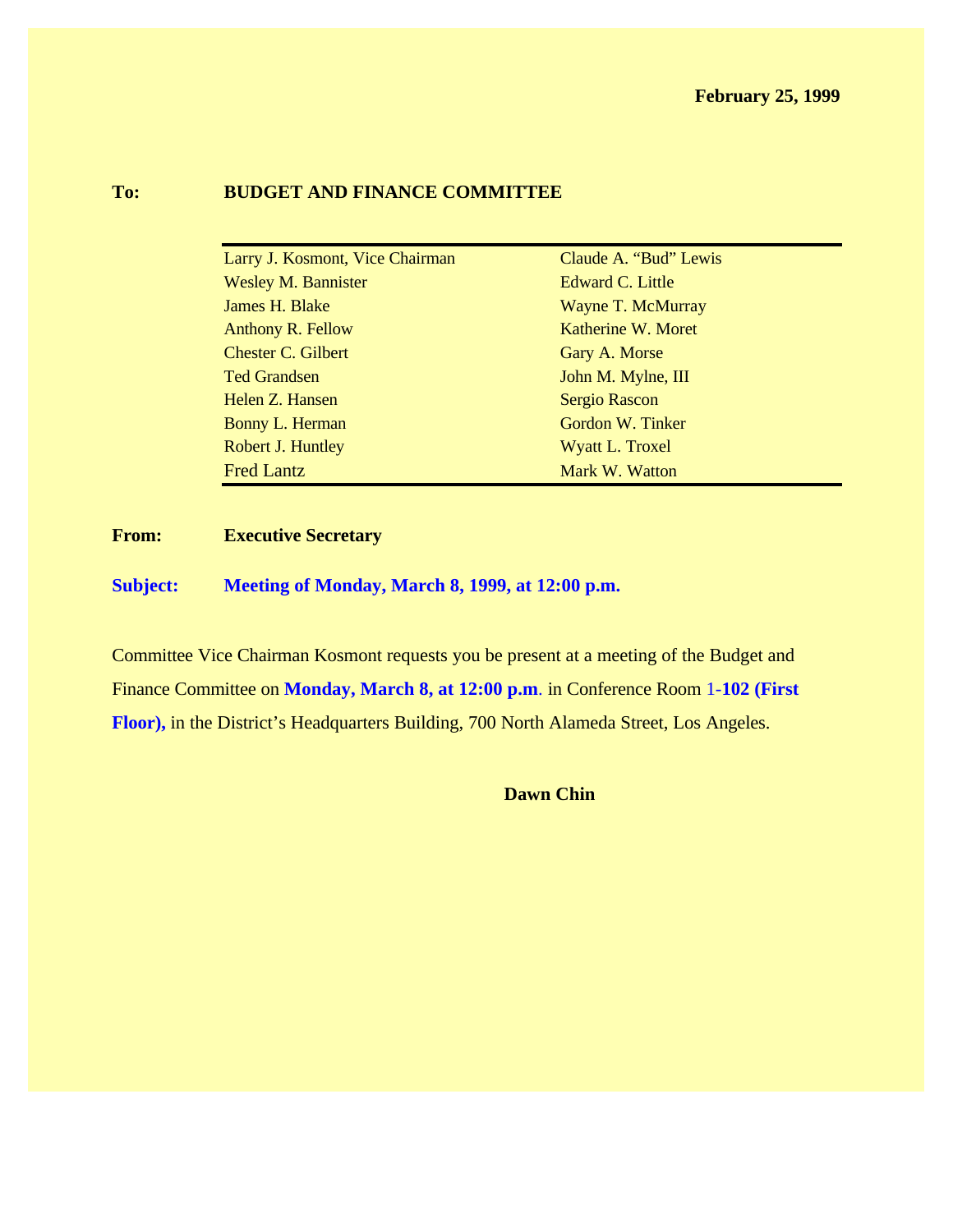**February 25, 1999**

**To:** **BUDGET AND FINANCE COMMITTEE**

| | |
|---|---|
| Larry J. Kosmont, Vice Chairman | Claude A. "Bud" Lewis |
| Wesley M. Bannister | Edward C. Little |
| James H. Blake | Wayne T. McMurray |
| Anthony R. Fellow | Katherine W. Moret |
| Chester C. Gilbert | Gary A. Morse |
| Ted Grandsen | John M. Mylne, III |
| Helen Z. Hansen | Sergio Rascon |
| Bonny L. Herman | Gordon W. Tinker |
| Robert J. Huntley | Wyatt L. Troxel |
| Fred Lantz | Mark W. Watton |

**From:** **Executive Secretary**

**Subject:** **Meeting of Monday, March 8, 1999, at 12:00 p.m.**

Committee Vice Chairman Kosmont requests you be present at a meeting of the Budget and Finance Committee on **Monday, March 8, at 12:00 p.m**. in Conference Room 1**-102 (First Floor),** in the District's Headquarters Building, 700 North Alameda Street, Los Angeles.

**Dawn Chin**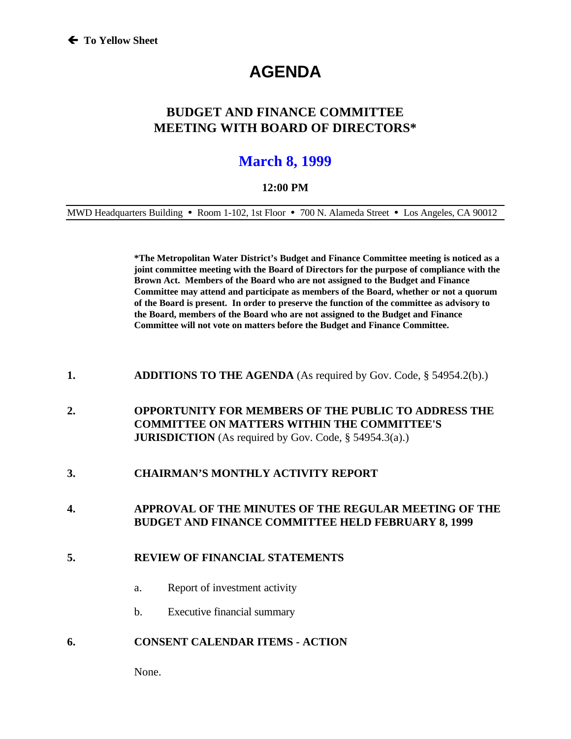🡐 **To Yellow Sheet**

# AGENDA

## BUDGET AND FINANCE COMMITTEE MEETING WITH BOARD OF DIRECTORS*

## March 8, 1999

**12:00 PM**

MWD Headquarters Building • Room 1-102, 1st Floor • 700 N. Alameda Street • Los Angeles, CA 90012

**\*The Metropolitan Water District's Budget and Finance Committee meeting is noticed as a joint committee meeting with the Board of Directors for the purpose of compliance with the Brown Act. Members of the Board who are not assigned to the Budget and Finance Committee may attend and participate as members of the Board, whether or not a quorum of the Board is present. In order to preserve the function of the committee as advisory to the Board, members of the Board who are not assigned to the Budget and Finance Committee will not vote on matters before the Budget and Finance Committee.**

1. **ADDITIONS TO THE AGENDA** (As required by Gov. Code, § 54954.2(b).)

2. **OPPORTUNITY FOR MEMBERS OF THE PUBLIC TO ADDRESS THE COMMITTEE ON MATTERS WITHIN THE COMMITTEE'S JURISDICTION** (As required by Gov. Code, § 54954.3(a).)

3. **CHAIRMAN'S MONTHLY ACTIVITY REPORT**

4. **APPROVAL OF THE MINUTES OF THE REGULAR MEETING OF THE BUDGET AND FINANCE COMMITTEE HELD FEBRUARY 8, 1999**

5. **REVIEW OF FINANCIAL STATEMENTS**

   a. Report of investment activity

   b. Executive financial summary

6. **CONSENT CALENDAR ITEMS - ACTION**

   None.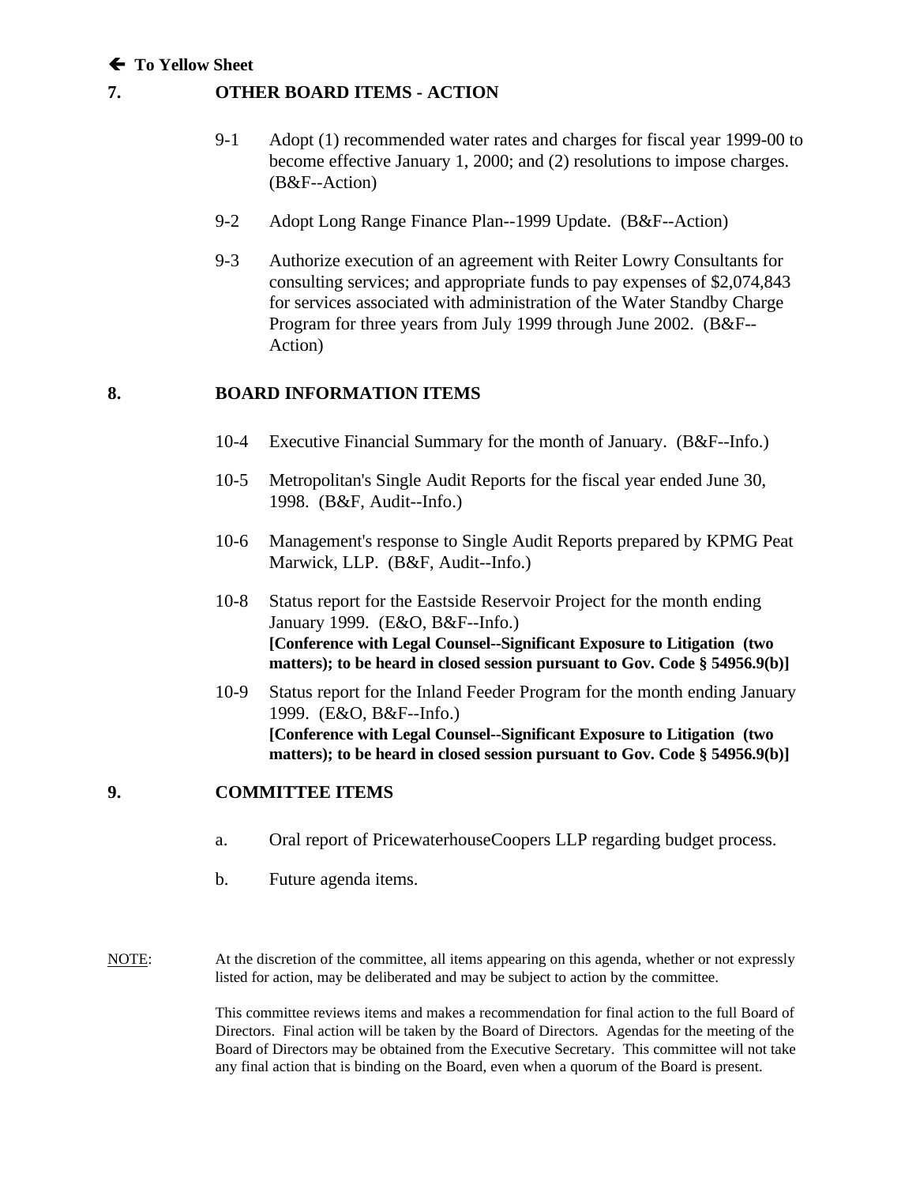🡐 **To Yellow Sheet**

## 7. OTHER BOARD ITEMS - ACTION

9-1 Adopt (1) recommended water rates and charges for fiscal year 1999-00 to become effective January 1, 2000; and (2) resolutions to impose charges. (B&F--Action)

9-2 Adopt Long Range Finance Plan--1999 Update. (B&F--Action)

9-3 Authorize execution of an agreement with Reiter Lowry Consultants for consulting services; and appropriate funds to pay expenses of $2,074,843 for services associated with administration of the Water Standby Charge Program for three years from July 1999 through June 2002. (B&F--Action)

## 8. BOARD INFORMATION ITEMS

10-4 Executive Financial Summary for the month of January. (B&F--Info.)

10-5 Metropolitan's Single Audit Reports for the fiscal year ended June 30, 1998. (B&F, Audit--Info.)

10-6 Management's response to Single Audit Reports prepared by KPMG Peat Marwick, LLP. (B&F, Audit--Info.)

10-8 Status report for the Eastside Reservoir Project for the month ending January 1999. (E&O, B&F--Info.)
**[Conference with Legal Counsel--Significant Exposure to Litigation (two matters); to be heard in closed session pursuant to Gov. Code § 54956.9(b)]**

10-9 Status report for the Inland Feeder Program for the month ending January 1999. (E&O, B&F--Info.)
**[Conference with Legal Counsel--Significant Exposure to Litigation (two matters); to be heard in closed session pursuant to Gov. Code § 54956.9(b)]**

## 9. COMMITTEE ITEMS

a. Oral report of PricewaterhouseCoopers LLP regarding budget process.

b. Future agenda items.

NOTE: At the discretion of the committee, all items appearing on this agenda, whether or not expressly listed for action, may be deliberated and may be subject to action by the committee.

This committee reviews items and makes a recommendation for final action to the full Board of Directors. Final action will be taken by the Board of Directors. Agendas for the meeting of the Board of Directors may be obtained from the Executive Secretary. This committee will not take any final action that is binding on the Board, even when a quorum of the Board is present.